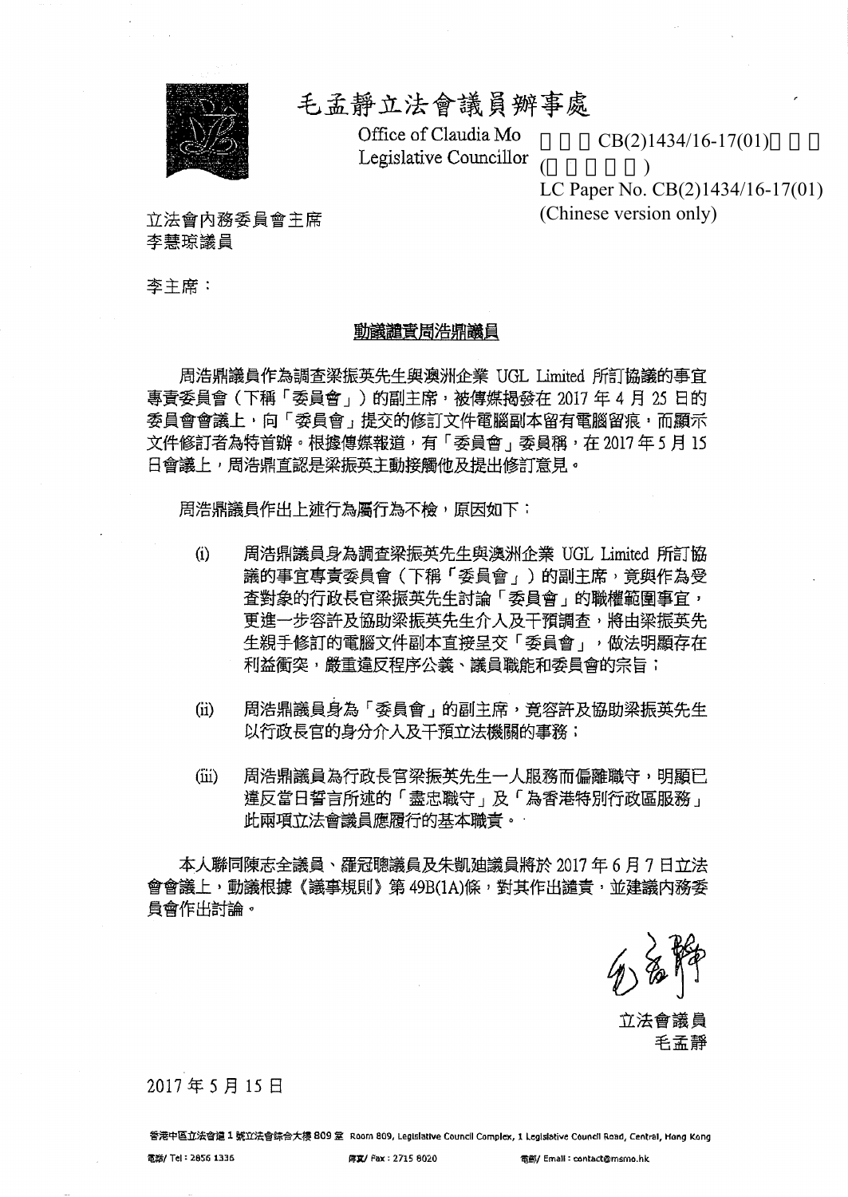# 毛孟靜立法會議員辦事處

Office of Claudia Mo
Legislative Councillor

立法會CB(2)1434/16-17(01)號文件
(只備中文本)

LC Paper No. CB(2)1434/16-17(01)
(Chinese version only)

立法會內務委員會主席
李慧琼議員

李主席：

**動議譴責周浩鼎議員**

周浩鼎議員作為調查梁振英先生與澳洲企業 UGL Limited 所訂協議的事宜專責委員會（下稱「委員會」）的副主席，被傳媒揭發在 2017 年 4 月 25 日的委員會會議上，向「委員會」提交的修訂文件電腦副本留有電腦留痕，而顯示文件修訂者為特首辦。根據傳媒報道，有「委員會」委員稱，在 2017 年 5 月 15 日會議上，周浩鼎直認是梁振英主動接觸他及提出修訂意見。

周浩鼎議員作出上述行為屬行為不檢，原因如下：

(i) 周浩鼎議員身為調查梁振英先生與澳洲企業 UGL Limited 所訂協議的事宜專責委員會（下稱「委員會」）的副主席，竟與作為受查對象的行政長官梁振英先生討論「委員會」的職權範圍事宜，更進一步容許及協助梁振英先生介入及干預調查，將由梁振英先生親手修訂的電腦文件副本直接呈交「委員會」，做法明顯存在利益衝突，嚴重違反程序公義、議員職能和委員會的宗旨；

(ii) 周浩鼎議員身為「委員會」的副主席，竟容許及協助梁振英先生以行政長官的身分介入及干預立法機關的事務；

(iii) 周浩鼎議員為行政長官梁振英先生一人服務而偏離職守，明顯已違反當日誓言所述的「盡忠職守」及「為香港特別行政區服務」此兩項立法會議員應履行的基本職責。

本人聯同陳志全議員、羅冠聰議員及朱凱廸議員將於 2017 年 6 月 7 日立法會會議上，動議根據《議事規則》第 49B(1A)條，對其作出譴責，並建議內務委員會作出討論。

立法會議員
毛孟靜

2017 年 5 月 15 日

香港中區立法會道 1 號立法會綜合大樓 809 室 Room 809, Legislative Council Complex, 1 Legislative Council Road, Central, Hong Kong
電話/ Tel : 2856 1336　傳真/ Fax : 2715 8020　電郵/ Email : contact@msmo.hk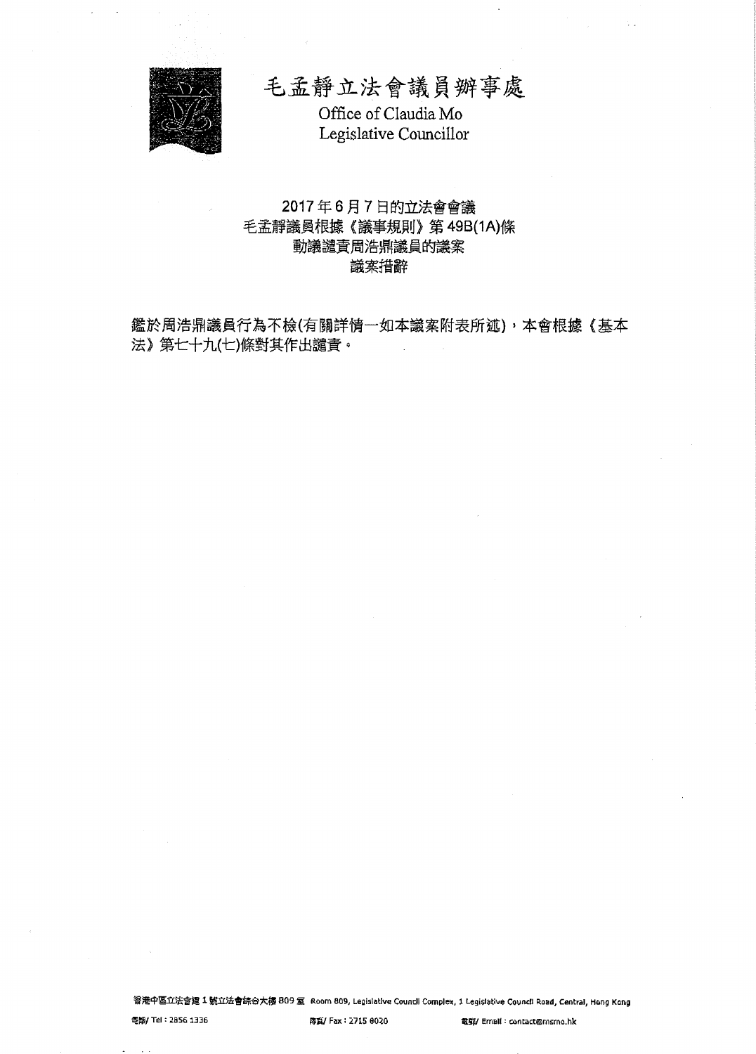# 毛孟靜立法會議員辦事處

Office of Claudia Mo
Legislative Councillor

## 2017年6月7日的立法會會議
## 毛孟靜議員根據《議事規則》第49B(1A)條
## 動議譴責周浩鼎議員的議案
## 議案措辭

鑑於周浩鼎議員行為不檢(有關詳情一如本議案附表所述)，本會根據《基本法》第七十九(七)條對其作出譴責。

香港中區立法會道1號立法會綜合大樓809室 Room 809, Legislative Council Complex, 1 Legislative Council Road, Central, Hong Kong

電話/ Tel : 2856 1336　　傳真/ Fax : 2715 0020　　電郵/ Email : contact@msmo.hk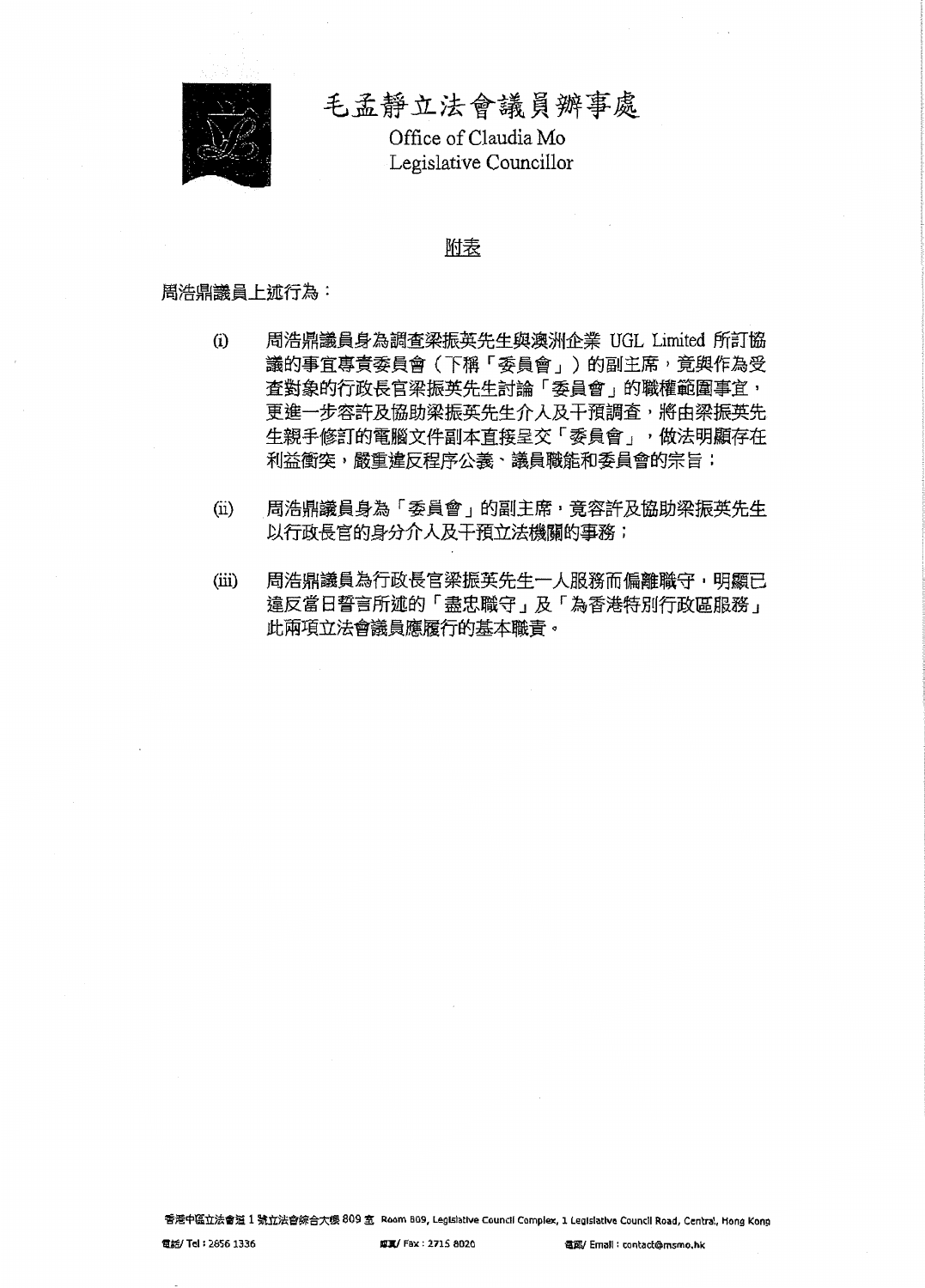# 毛孟靜立法會議員辦事處

Office of Claudia Mo
Legislative Councillor

附表

周浩鼎議員上述行為：

(i) 周浩鼎議員身為調查梁振英先生與澳洲企業 UGL Limited 所訂協議的事宜專責委員會（下稱「委員會」）的副主席，竟與作為受查對象的行政長官梁振英先生討論「委員會」的職權範圍事宜，更進一步容許及協助梁振英先生介入及干預調查，將由梁振英先生親手修訂的電腦文件副本直接呈交「委員會」，做法明顯存在利益衝突，嚴重違反程序公義、議員職能和委員會的宗旨；

(ii) 周浩鼎議員身為「委員會」的副主席，竟容許及協助梁振英先生以行政長官的身分介入及干預立法機關的事務；

(iii) 周浩鼎議員為行政長官梁振英先生一人服務而偏離職守，明顯已違反當日誓言所述的「盡忠職守」及「為香港特別行政區服務」此兩項立法會議員應履行的基本職責。

香港中區立法會道 1 號立法會綜合大樓 809 室 Room 809, Legislative Council Complex, 1 Legislative Council Road, Central, Hong Kong

電話/ Tel：2656 1336 傳真/ Fax：2715 8020 電郵/ Email：contact@msmo.hk